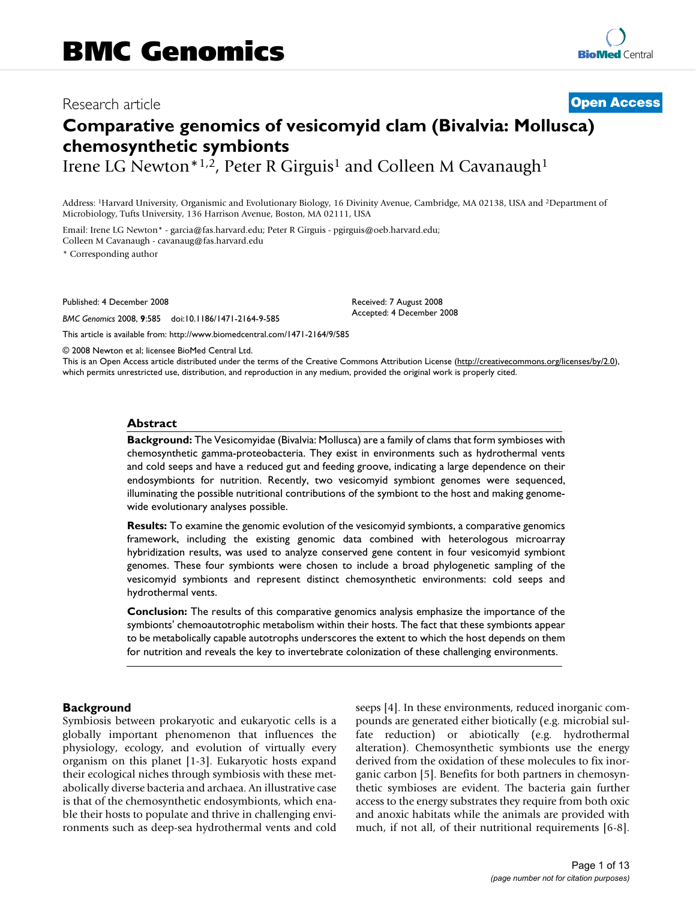BMC Genomics

Research article

**Open Access**

# Comparative genomics of vesicomyid clam (Bivalvia: Mollusca) chemosynthetic symbionts

Irene LG Newton*[1,2], Peter R Girguis[1] and Colleen M Cavanaugh[1]

Address: [1]Harvard University, Organismic and Evolutionary Biology, 16 Divinity Avenue, Cambridge, MA 02138, USA and [2]Department of Microbiology, Tufts University, 136 Harrison Avenue, Boston, MA 02111, USA

Email: Irene LG Newton* - garcia@fas.harvard.edu; Peter R Girguis - pgirguis@oeb.harvard.edu; Colleen M Cavanaugh - cavanaug@fas.harvard.edu

* Corresponding author

Published: 4 December 2008

*BMC Genomics* 2008, **9**:585 doi:10.1186/1471-2164-9-585

Received: 7 August 2008
Accepted: 4 December 2008

This article is available from: http://www.biomedcentral.com/1471-2164/9/585

© 2008 Newton et al; licensee BioMed Central Ltd.
This is an Open Access article distributed under the terms of the Creative Commons Attribution License (http://creativecommons.org/licenses/by/2.0), which permits unrestricted use, distribution, and reproduction in any medium, provided the original work is properly cited.

## Abstract

**Background:** The Vesicomyidae (Bivalvia: Mollusca) are a family of clams that form symbioses with chemosynthetic gamma-proteobacteria. They exist in environments such as hydrothermal vents and cold seeps and have a reduced gut and feeding groove, indicating a large dependence on their endosymbionts for nutrition. Recently, two vesicomyid symbiont genomes were sequenced, illuminating the possible nutritional contributions of the symbiont to the host and making genome-wide evolutionary analyses possible.

**Results:** To examine the genomic evolution of the vesicomyid symbionts, a comparative genomics framework, including the existing genomic data combined with heterologous microarray hybridization results, was used to analyze conserved gene content in four vesicomyid symbiont genomes. These four symbionts were chosen to include a broad phylogenetic sampling of the vesicomyid symbionts and represent distinct chemosynthetic environments: cold seeps and hydrothermal vents.

**Conclusion:** The results of this comparative genomics analysis emphasize the importance of the symbionts' chemoautotrophic metabolism within their hosts. The fact that these symbionts appear to be metabolically capable autotrophs underscores the extent to which the host depends on them for nutrition and reveals the key to invertebrate colonization of these challenging environments.

## Background

Symbiosis between prokaryotic and eukaryotic cells is a globally important phenomenon that influences the physiology, ecology, and evolution of virtually every organism on this planet [1-3]. Eukaryotic hosts expand their ecological niches through symbiosis with these metabolically diverse bacteria and archaea. An illustrative case is that of the chemosynthetic endosymbionts, which enable their hosts to populate and thrive in challenging environments such as deep-sea hydrothermal vents and cold seeps [4]. In these environments, reduced inorganic compounds are generated either biotically (e.g. microbial sulfate reduction) or abiotically (e.g. hydrothermal alteration). Chemosynthetic symbionts use the energy derived from the oxidation of these molecules to fix inorganic carbon [5]. Benefits for both partners in chemosynthetic symbioses are evident. The bacteria gain further access to the energy substrates they require from both oxic and anoxic habitats while the animals are provided with much, if not all, of their nutritional requirements [6-8].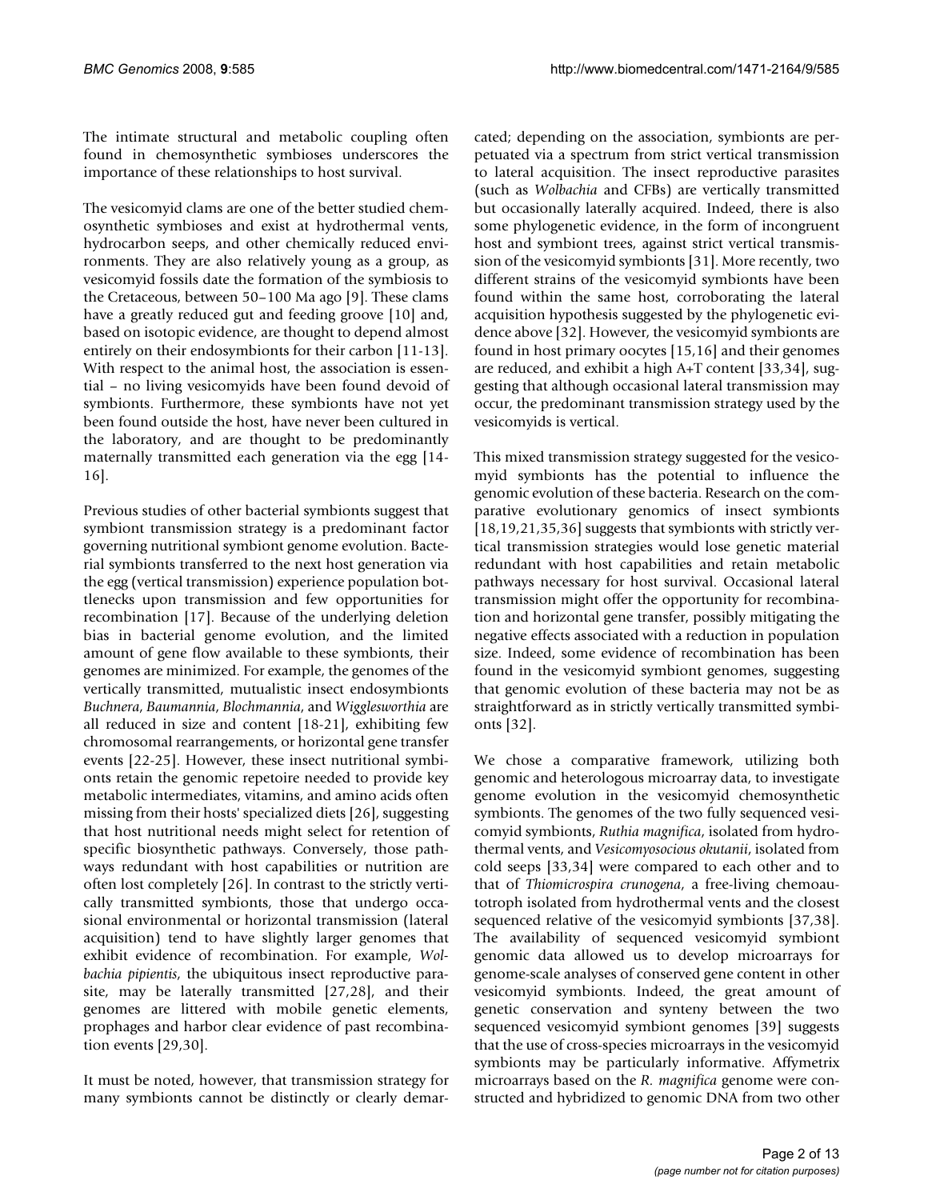The intimate structural and metabolic coupling often found in chemosynthetic symbioses underscores the importance of these relationships to host survival.

The vesicomyid clams are one of the better studied chemosynthetic symbioses and exist at hydrothermal vents, hydrocarbon seeps, and other chemically reduced environments. They are also relatively young as a group, as vesicomyid fossils date the formation of the symbiosis to the Cretaceous, between 50–100 Ma ago [9]. These clams have a greatly reduced gut and feeding groove [10] and, based on isotopic evidence, are thought to depend almost entirely on their endosymbionts for their carbon [11-13]. With respect to the animal host, the association is essential – no living vesicomyids have been found devoid of symbionts. Furthermore, these symbionts have not yet been found outside the host, have never been cultured in the laboratory, and are thought to be predominantly maternally transmitted each generation via the egg [14-16].

Previous studies of other bacterial symbionts suggest that symbiont transmission strategy is a predominant factor governing nutritional symbiont genome evolution. Bacterial symbionts transferred to the next host generation via the egg (vertical transmission) experience population bottlenecks upon transmission and few opportunities for recombination [17]. Because of the underlying deletion bias in bacterial genome evolution, and the limited amount of gene flow available to these symbionts, their genomes are minimized. For example, the genomes of the vertically transmitted, mutualistic insect endosymbionts *Buchnera*, *Baumannia*, *Blochmannia*, and *Wigglesworthia* are all reduced in size and content [18-21], exhibiting few chromosomal rearrangements, or horizontal gene transfer events [22-25]. However, these insect nutritional symbionts retain the genomic repetoire needed to provide key metabolic intermediates, vitamins, and amino acids often missing from their hosts' specialized diets [26], suggesting that host nutritional needs might select for retention of specific biosynthetic pathways. Conversely, those pathways redundant with host capabilities or nutrition are often lost completely [26]. In contrast to the strictly vertically transmitted symbionts, those that undergo occasional environmental or horizontal transmission (lateral acquisition) tend to have slightly larger genomes that exhibit evidence of recombination. For example, *Wolbachia pipientis*, the ubiquitous insect reproductive parasite, may be laterally transmitted [27,28], and their genomes are littered with mobile genetic elements, prophages and harbor clear evidence of past recombination events [29,30].

It must be noted, however, that transmission strategy for many symbionts cannot be distinctly or clearly demarcated; depending on the association, symbionts are perpetuated via a spectrum from strict vertical transmission to lateral acquisition. The insect reproductive parasites (such as *Wolbachia* and CFBs) are vertically transmitted but occasionally laterally acquired. Indeed, there is also some phylogenetic evidence, in the form of incongruent host and symbiont trees, against strict vertical transmission of the vesicomyid symbionts [31]. More recently, two different strains of the vesicomyid symbionts have been found within the same host, corroborating the lateral acquisition hypothesis suggested by the phylogenetic evidence above [32]. However, the vesicomyid symbionts are found in host primary oocytes [15,16] and their genomes are reduced, and exhibit a high A+T content [33,34], suggesting that although occasional lateral transmission may occur, the predominant transmission strategy used by the vesicomyids is vertical.

This mixed transmission strategy suggested for the vesicomyid symbionts has the potential to influence the genomic evolution of these bacteria. Research on the comparative evolutionary genomics of insect symbionts [18,19,21,35,36] suggests that symbionts with strictly vertical transmission strategies would lose genetic material redundant with host capabilities and retain metabolic pathways necessary for host survival. Occasional lateral transmission might offer the opportunity for recombination and horizontal gene transfer, possibly mitigating the negative effects associated with a reduction in population size. Indeed, some evidence of recombination has been found in the vesicomyid symbiont genomes, suggesting that genomic evolution of these bacteria may not be as straightforward as in strictly vertically transmitted symbionts [32].

We chose a comparative framework, utilizing both genomic and heterologous microarray data, to investigate genome evolution in the vesicomyid chemosynthetic symbionts. The genomes of the two fully sequenced vesicomyid symbionts, *Ruthia magnifica*, isolated from hydrothermal vents, and *Vesicomyosocious okutanii*, isolated from cold seeps [33,34] were compared to each other and to that of *Thiomicrospira crunogena*, a free-living chemoautotroph isolated from hydrothermal vents and the closest sequenced relative of the vesicomyid symbionts [37,38]. The availability of sequenced vesicomyid symbiont genomic data allowed us to develop microarrays for genome-scale analyses of conserved gene content in other vesicomyid symbionts. Indeed, the great amount of genetic conservation and synteny between the two sequenced vesicomyid symbiont genomes [39] suggests that the use of cross-species microarrays in the vesicomyid symbionts may be particularly informative. Affymetrix microarrays based on the *R. magnifica* genome were constructed and hybridized to genomic DNA from two other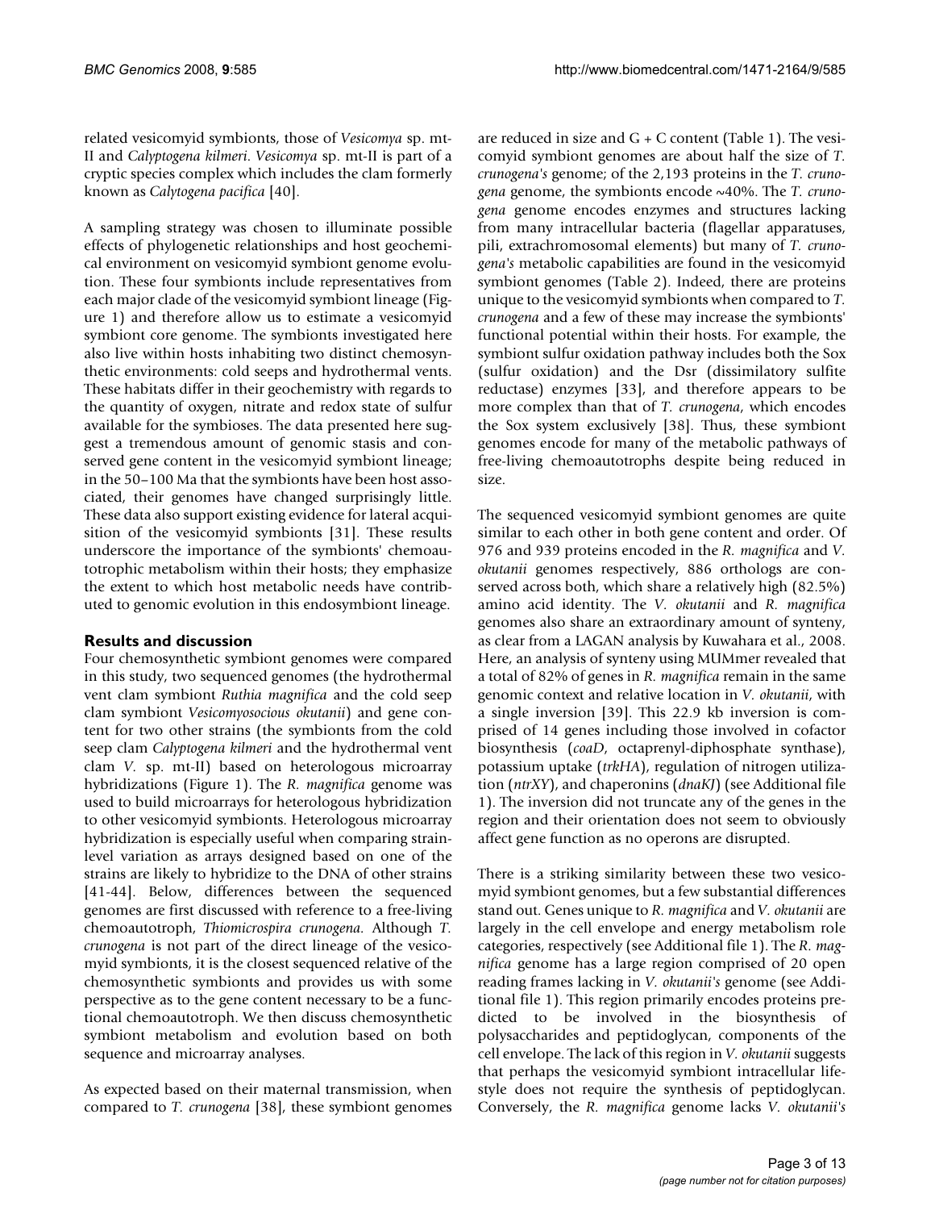related vesicomyid symbionts, those of *Vesicomya* sp. mt-II and *Calyptogena kilmeri*. *Vesicomya* sp. mt-II is part of a cryptic species complex which includes the clam formerly known as *Calytogena pacifica* [40].

A sampling strategy was chosen to illuminate possible effects of phylogenetic relationships and host geochemical environment on vesicomyid symbiont genome evolution. These four symbionts include representatives from each major clade of the vesicomyid symbiont lineage (Figure 1) and therefore allow us to estimate a vesicomyid symbiont core genome. The symbionts investigated here also live within hosts inhabiting two distinct chemosynthetic environments: cold seeps and hydrothermal vents. These habitats differ in their geochemistry with regards to the quantity of oxygen, nitrate and redox state of sulfur available for the symbioses. The data presented here suggest a tremendous amount of genomic stasis and conserved gene content in the vesicomyid symbiont lineage; in the 50–100 Ma that the symbionts have been host associated, their genomes have changed surprisingly little. These data also support existing evidence for lateral acquisition of the vesicomyid symbionts [31]. These results underscore the importance of the symbionts' chemoautotrophic metabolism within their hosts; they emphasize the extent to which host metabolic needs have contributed to genomic evolution in this endosymbiont lineage.

## Results and discussion

Four chemosynthetic symbiont genomes were compared in this study, two sequenced genomes (the hydrothermal vent clam symbiont *Ruthia magnifica* and the cold seep clam symbiont *Vesicomyosocius okutanii*) and gene content for two other strains (the symbionts from the cold seep clam *Calyptogena kilmeri* and the hydrothermal vent clam *V.* sp. mt-II) based on heterologous microarray hybridizations (Figure 1). The *R. magnifica* genome was used to build microarrays for heterologous hybridization to other vesicomyid symbionts. Heterologous microarray hybridization is especially useful when comparing strain-level variation as arrays designed based on one of the strains are likely to hybridize to the DNA of other strains [41-44]. Below, differences between the sequenced genomes are first discussed with reference to a free-living chemoautotroph, *Thiomicrospira crunogena*. Although *T. crunogena* is not part of the direct lineage of the vesicomyid symbionts, it is the closest sequenced relative of the chemosynthetic symbionts and provides us with some perspective as to the gene content necessary to be a functional chemoautotroph. We then discuss chemosynthetic symbiont metabolism and evolution based on both sequence and microarray analyses.

As expected based on their maternal transmission, when compared to *T. crunogena* [38], these symbiont genomes are reduced in size and G + C content (Table 1). The vesicomyid symbiont genomes are about half the size of *T. crunogena's* genome; of the 2,193 proteins in the *T. crunogena* genome, the symbionts encode ~40%. The *T. crunogena* genome encodes enzymes and structures lacking from many intracellular bacteria (flagellar apparatuses, pili, extrachromosomal elements) but many of *T. crunogena's* metabolic capabilities are found in the vesicomyid symbiont genomes (Table 2). Indeed, there are proteins unique to the vesicomyid symbionts when compared to *T. crunogena* and a few of these may increase the symbionts' functional potential within their hosts. For example, the symbiont sulfur oxidation pathway includes both the Sox (sulfur oxidation) and the Dsr (dissimilatory sulfite reductase) enzymes [33], and therefore appears to be more complex than that of *T. crunogena*, which encodes the Sox system exclusively [38]. Thus, these symbiont genomes encode for many of the metabolic pathways of free-living chemoautotrophs despite being reduced in size.

The sequenced vesicomyid symbiont genomes are quite similar to each other in both gene content and order. Of 976 and 939 proteins encoded in the *R. magnifica* and *V. okutanii* genomes respectively, 886 orthologs are conserved across both, which share a relatively high (82.5%) amino acid identity. The *V. okutanii* and *R. magnifica* genomes also share an extraordinary amount of synteny, as clear from a LAGAN analysis by Kuwahara et al., 2008. Here, an analysis of synteny using MUMmer revealed that a total of 82% of genes in *R. magnifica* remain in the same genomic context and relative location in *V. okutanii*, with a single inversion [39]. This 22.9 kb inversion is comprised of 14 genes including those involved in cofactor biosynthesis (*coaD*, octaprenyl-diphosphate synthase), potassium uptake (*trkHA*), regulation of nitrogen utilization (*ntrXY*), and chaperonins (*dnaKJ*) (see Additional file 1). The inversion did not truncate any of the genes in the region and their orientation does not seem to obviously affect gene function as no operons are disrupted.

There is a striking similarity between these two vesicomyid symbiont genomes, but a few substantial differences stand out. Genes unique to *R. magnifica* and *V. okutanii* are largely in the cell envelope and energy metabolism role categories, respectively (see Additional file 1). The *R. magnifica* genome has a large region comprised of 20 open reading frames lacking in *V. okutanii's* genome (see Additional file 1). This region primarily encodes proteins predicted to be involved in the biosynthesis of polysaccharides and peptidoglycan, components of the cell envelope. The lack of this region in *V. okutanii* suggests that perhaps the vesicomyid symbiont intracellular lifestyle does not require the synthesis of peptidoglycan. Conversely, the *R. magnifica* genome lacks *V. okutanii's*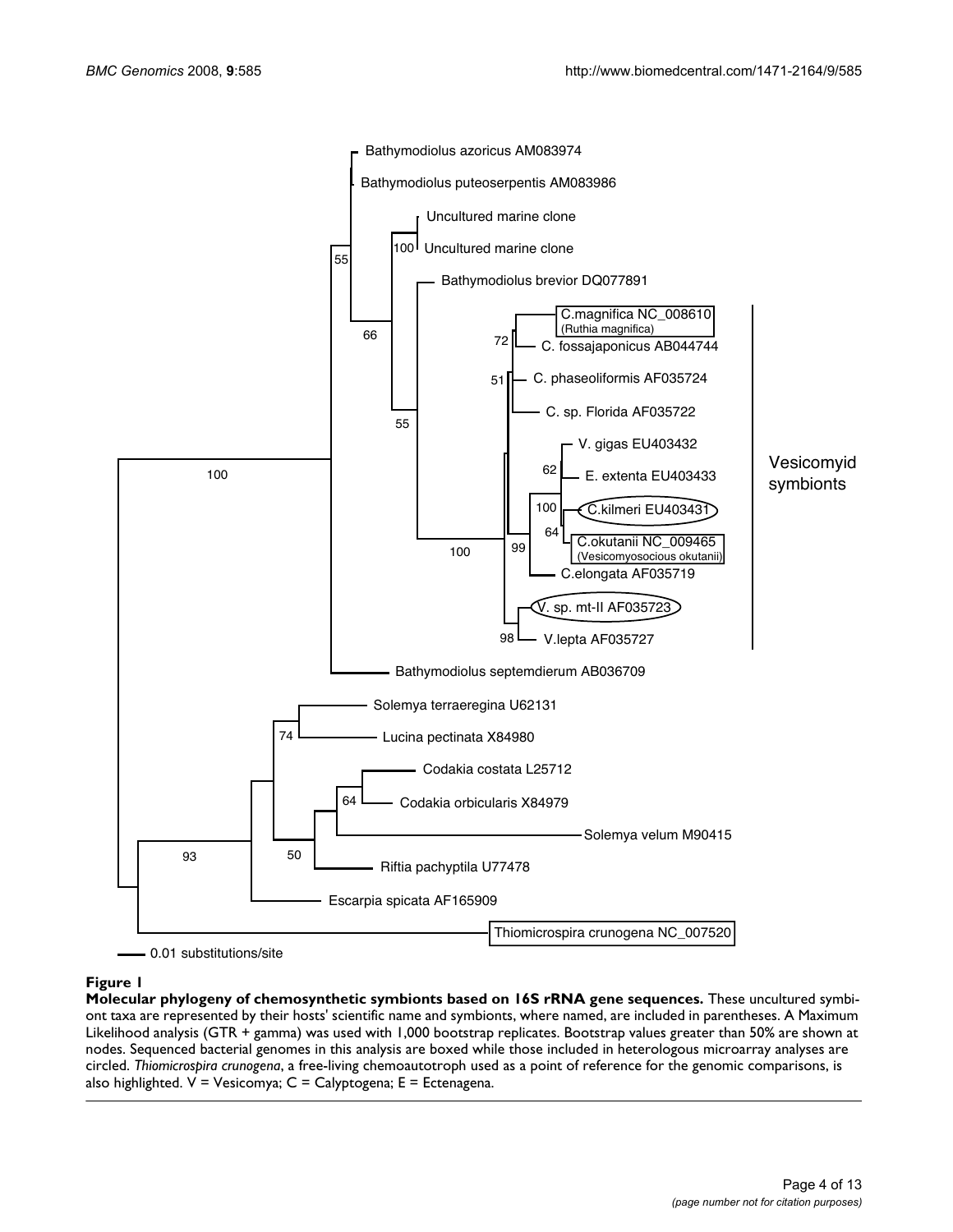**Figure 1**

**Molecular phylogeny of chemosynthetic symbionts based on 16S rRNA gene sequences.** These uncultured symbiont taxa are represented by their hosts' scientific name and symbionts, where named, are included in parentheses. A Maximum Likelihood analysis (GTR + gamma) was used with 1,000 bootstrap replicates. Bootstrap values greater than 50% are shown at nodes. Sequenced bacterial genomes in this analysis are boxed while those included in heterologous microarray analyses are circled. *Thiomicrospira crunogena*, a free-living chemoautotroph used as a point of reference for the genomic comparisons, is also highlighted. V = Vesicomya; C = Calyptogena; E = Ectenagena.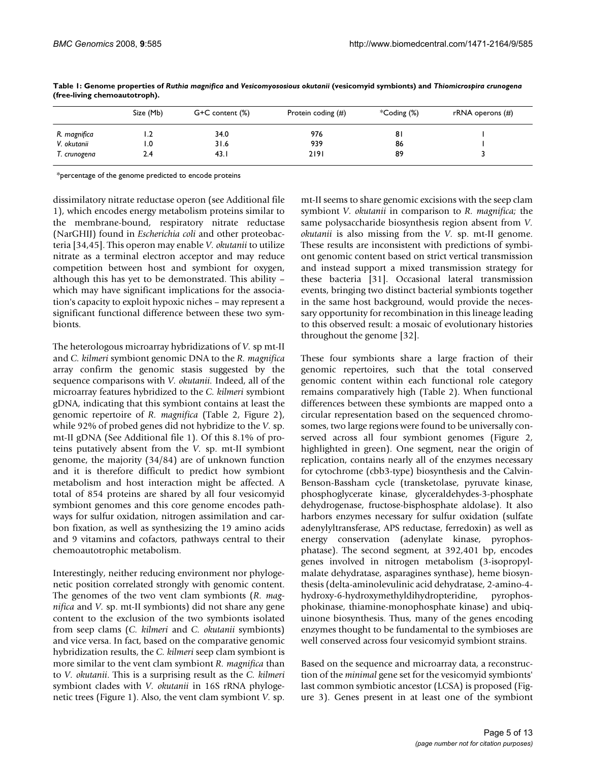**Table 1: Genome properties of *Ruthia magnifica* and *Vesicomyososious okutanii* (vesicomyid symbionts) and *Thiomicrospira crunogena* (free-living chemoautotroph).**

| | Size (Mb) | G+C content (%) | Protein coding (#) | *Coding (%) | rRNA operons (#) |
|---|---|---|---|---|---|
| *R. magnifica* | 1.2 | 34.0 | 976 | 81 | 1 |
| *V. okutanii* | 1.0 | 31.6 | 939 | 86 | 1 |
| *T. crunogena* | 2.4 | 43.1 | 2191 | 89 | 3 |

*percentage of the genome predicted to encode proteins

dissimilatory nitrate reductase operon (see Additional file 1), which encodes energy metabolism proteins similar to the membrane-bound, respiratory nitrate reductase (NarGHIJ) found in *Escherichia coli* and other proteobacteria [34,45]. This operon may enable *V. okutanii* to utilize nitrate as a terminal electron acceptor and may reduce competition between host and symbiont for oxygen, although this has yet to be demonstrated. This ability – which may have significant implications for the association's capacity to exploit hypoxic niches – may represent a significant functional difference between these two symbionts.

The heterologous microarray hybridizations of *V.* sp mt-II and *C. kilmeri* symbiont genomic DNA to the *R. magnifica* array confirm the genomic stasis suggested by the sequence comparisons with *V. okutanii.* Indeed, all of the microarray features hybridized to the *C. kilmeri* symbiont gDNA, indicating that this symbiont contains at least the genomic repertoire of *R. magnifica* (Table 2, Figure 2), while 92% of probed genes did not hybridize to the *V*. sp. mt-II gDNA (See Additional file 1). Of this 8.1% of proteins putatively absent from the *V*. sp. mt-II symbiont genome, the majority (34/84) are of unknown function and it is therefore difficult to predict how symbiont metabolism and host interaction might be affected. A total of 854 proteins are shared by all four vesicomyid symbiont genomes and this core genome encodes pathways for sulfur oxidation, nitrogen assimilation and carbon fixation, as well as synthesizing the 19 amino acids and 9 vitamins and cofactors, pathways central to their chemoautotrophic metabolism.

Interestingly, neither reducing environment nor phylogenetic position correlated strongly with genomic content. The genomes of the two vent clam symbionts (*R. magnifica* and *V.* sp. mt-II symbionts) did not share any gene content to the exclusion of the two symbionts isolated from seep clams (*C. kilmeri* and *C. okutanii* symbionts) and vice versa. In fact, based on the comparative genomic hybridization results, the *C. kilmeri* seep clam symbiont is more similar to the vent clam symbiont *R. magnifica* than to *V. okutanii*. This is a surprising result as the *C. kilmeri* symbiont clades with *V. okutanii* in 16S rRNA phylogenetic trees (Figure 1). Also, the vent clam symbiont *V.* sp. mt-II seems to share genomic excisions with the seep clam symbiont *V. okutanii* in comparison to *R. magnifica;* the same polysaccharide biosynthesis region absent from *V. okutanii* is also missing from the *V.* sp. mt-II genome. These results are inconsistent with predictions of symbiont genomic content based on strict vertical transmission and instead support a mixed transmission strategy for these bacteria [31]. Occasional lateral transmission events, bringing two distinct bacterial symbionts together in the same host background, would provide the necessary opportunity for recombination in this lineage leading to this observed result: a mosaic of evolutionary histories throughout the genome [32].

These four symbionts share a large fraction of their genomic repertoires, such that the total conserved genomic content within each functional role category remains comparatively high (Table 2). When functional differences between these symbionts are mapped onto a circular representation based on the sequenced chromosomes, two large regions were found to be universally conserved across all four symbiont genomes (Figure 2, highlighted in green). One segment, near the origin of replication, contains nearly all of the enzymes necessary for cytochrome (cbb3-type) biosynthesis and the Calvin-Benson-Bassham cycle (transketolase, pyruvate kinase, phosphoglycerate kinase, glyceraldehydes-3-phosphate dehydrogenase, fructose-bisphosphate aldolase). It also harbors enzymes necessary for sulfur oxidation (sulfate adenylyltransferase, APS reductase, ferredoxin) as well as energy conservation (adenylate kinase, pyrophosphatase). The second segment, at 392,401 bp, encodes genes involved in nitrogen metabolism (3-isopropylmalate dehydratase, asparagines synthase), heme biosynthesis (delta-aminolevulinic acid dehydratase, 2-amino-4-hydroxy-6-hydroxymethyldihydropteridine, pyrophosphokinase, thiamine-monophosphate kinase) and ubiquinone biosynthesis. Thus, many of the genes encoding enzymes thought to be fundamental to the symbioses are well conserved across four vesicomyid symbiont strains.

Based on the sequence and microarray data, a reconstruction of the *minimal* gene set for the vesicomyid symbionts' last common symbiotic ancestor (LCSA) is proposed (Figure 3). Genes present in at least one of the symbiont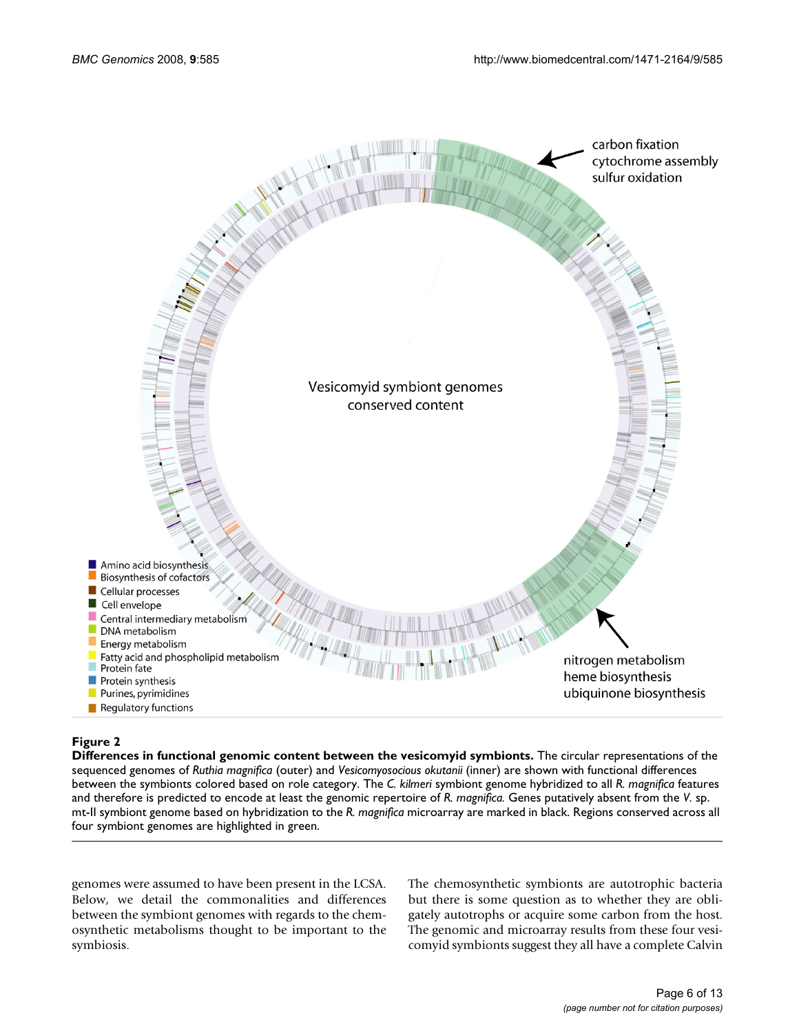**Figure 2**

**Differences in functional genomic content between the vesicomyid symbionts.** The circular representations of the sequenced genomes of *Ruthia magnifica* (outer) and *Vesicomyosocious okutanii* (inner) are shown with functional differences between the symbionts colored based on role category. The *C. kilmeri* symbiont genome hybridized to all *R. magnifica* features and therefore is predicted to encode at least the genomic repertoire of *R. magnifica.* Genes putatively absent from the *V.* sp. mt-II symbiont genome based on hybridization to the *R. magnifica* microarray are marked in black. Regions conserved across all four symbiont genomes are highlighted in green.

genomes were assumed to have been present in the LCSA. Below, we detail the commonalities and differences between the symbiont genomes with regards to the chemosynthetic metabolisms thought to be important to the symbiosis.

The chemosynthetic symbionts are autotrophic bacteria but there is some question as to whether they are obligately autotrophs or acquire some carbon from the host. The genomic and microarray results from these four vesicomyid symbionts suggest they all have a complete Calvin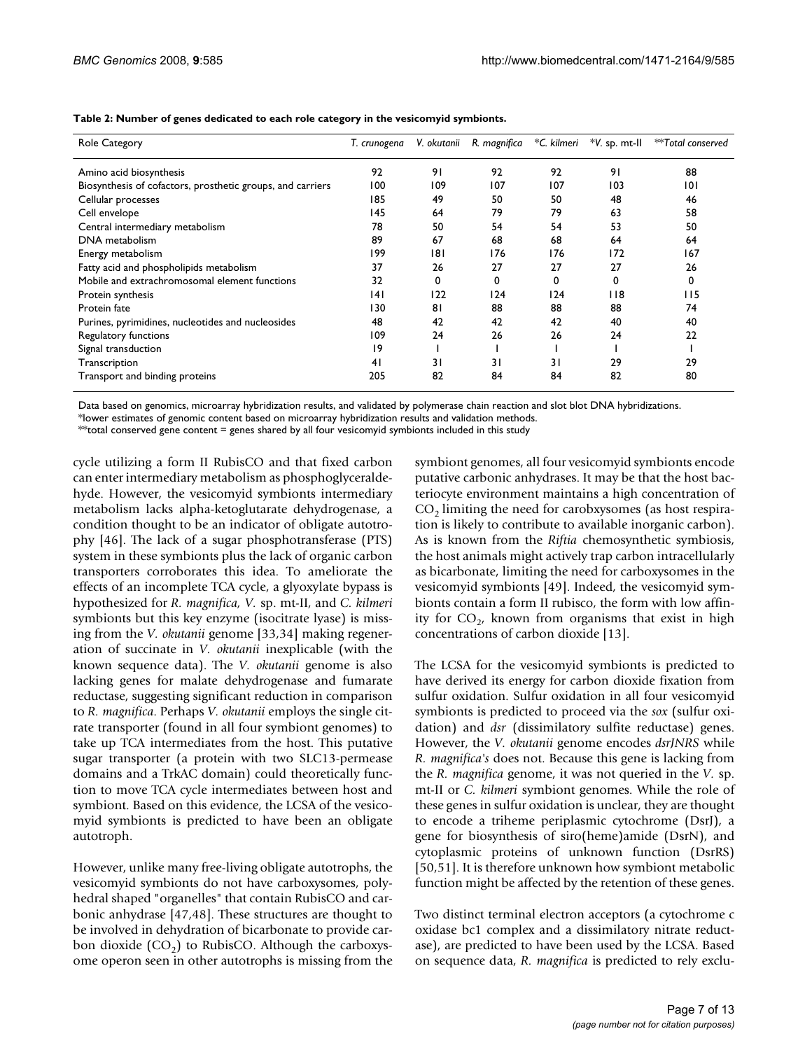**Table 2: Number of genes dedicated to each role category in the vesicomyid symbionts.**

| Role Category | *T. crunogena* | *V. okutanii* | *R. magnifica* | **C. kilmeri* | **V.* sp. mt-II | ***Total conserved* |
|---|---|---|---|---|---|---|
| Amino acid biosynthesis | 92 | 91 | 92 | 92 | 91 | 88 |
| Biosynthesis of cofactors, prosthetic groups, and carriers | 100 | 109 | 107 | 107 | 103 | 101 |
| Cellular processes | 185 | 49 | 50 | 50 | 48 | 46 |
| Cell envelope | 145 | 64 | 79 | 79 | 63 | 58 |
| Central intermediary metabolism | 78 | 50 | 54 | 54 | 53 | 50 |
| DNA metabolism | 89 | 67 | 68 | 68 | 64 | 64 |
| Energy metabolism | 199 | 181 | 176 | 176 | 172 | 167 |
| Fatty acid and phospholipids metabolism | 37 | 26 | 27 | 27 | 27 | 26 |
| Mobile and extrachromosomal element functions | 32 | 0 | 0 | 0 | 0 | 0 |
| Protein synthesis | 141 | 122 | 124 | 124 | 118 | 115 |
| Protein fate | 130 | 81 | 88 | 88 | 88 | 74 |
| Purines, pyrimidines, nucleotides and nucleosides | 48 | 42 | 42 | 42 | 40 | 40 |
| Regulatory functions | 109 | 24 | 26 | 26 | 24 | 22 |
| Signal transduction | 19 | 1 | 1 | 1 | 1 | 1 |
| Transcription | 41 | 31 | 31 | 31 | 29 | 29 |
| Transport and binding proteins | 205 | 82 | 84 | 84 | 82 | 80 |

Data based on genomics, microarray hybridization results, and validated by polymerase chain reaction and slot blot DNA hybridizations.
*lower estimates of genomic content based on microarray hybridization results and validation methods.
**total conserved gene content = genes shared by all four vesicomyid symbionts included in this study

cycle utilizing a form II RubisCO and that fixed carbon can enter intermediary metabolism as phosphoglyceraldehyde. However, the vesicomyid symbionts intermediary metabolism lacks alpha-ketoglutarate dehydrogenase, a condition thought to be an indicator of obligate autotrophy [46]. The lack of a sugar phosphotransferase (PTS) system in these symbionts plus the lack of organic carbon transporters corroborates this idea. To ameliorate the effects of an incomplete TCA cycle, a glyoxylate bypass is hypothesized for *R. magnifica, V.* sp. mt-II, and *C. kilmeri* symbionts but this key enzyme (isocitrate lyase) is missing from the *V. okutanii* genome [33,34] making regeneration of succinate in *V. okutanii* inexplicable (with the known sequence data). The *V. okutanii* genome is also lacking genes for malate dehydrogenase and fumarate reductase, suggesting significant reduction in comparison to *R. magnifica*. Perhaps *V. okutanii* employs the single citrate transporter (found in all four symbiont genomes) to take up TCA intermediates from the host. This putative sugar transporter (a protein with two SLC13-permease domains and a TrkAC domain) could theoretically function to move TCA cycle intermediates between host and symbiont. Based on this evidence, the LCSA of the vesicomyid symbionts is predicted to have been an obligate autotroph.

However, unlike many free-living obligate autotrophs, the vesicomyid symbionts do not have carboxysomes, polyhedral shaped "organelles" that contain RubisCO and carbonic anhydrase [47,48]. These structures are thought to be involved in dehydration of bicarbonate to provide carbon dioxide ($CO_2$) to RubisCO. Although the carboxysome operon seen in other autotrophs is missing from the symbiont genomes, all four vesicomyid symbionts encode putative carbonic anhydrases. It may be that the host bacteriocyte environment maintains a high concentration of $CO_2$ limiting the need for carobxysomes (as host respiration is likely to contribute to available inorganic carbon). As is known from the *Riftia* chemosynthetic symbiosis, the host animals might actively trap carbon intracellularly as bicarbonate, limiting the need for carboxysomes in the vesicomyid symbionts [49]. Indeed, the vesicomyid symbionts contain a form II rubisco, the form with low affinity for $CO_2$, known from organisms that exist in high concentrations of carbon dioxide [13].

The LCSA for the vesicomyid symbionts is predicted to have derived its energy for carbon dioxide fixation from sulfur oxidation. Sulfur oxidation in all four vesicomyid symbionts is predicted to proceed via the *sox* (sulfur oxidation) and *dsr* (dissimilatory sulfite reductase) genes. However, the *V. okutanii* genome encodes *dsrJNRS* while *R. magnifica's* does not. Because this gene is lacking from the *R. magnifica* genome, it was not queried in the *V.* sp. mt-II or *C. kilmeri* symbiont genomes. While the role of these genes in sulfur oxidation is unclear, they are thought to encode a triheme periplasmic cytochrome (DsrJ), a gene for biosynthesis of siro(heme)amide (DsrN), and cytoplasmic proteins of unknown function (DsrRS) [50,51]. It is therefore unknown how symbiont metabolic function might be affected by the retention of these genes.

Two distinct terminal electron acceptors (a cytochrome c oxidase bc1 complex and a dissimilatory nitrate reductase), are predicted to have been used by the LCSA. Based on sequence data, *R. magnifica* is predicted to rely exclu-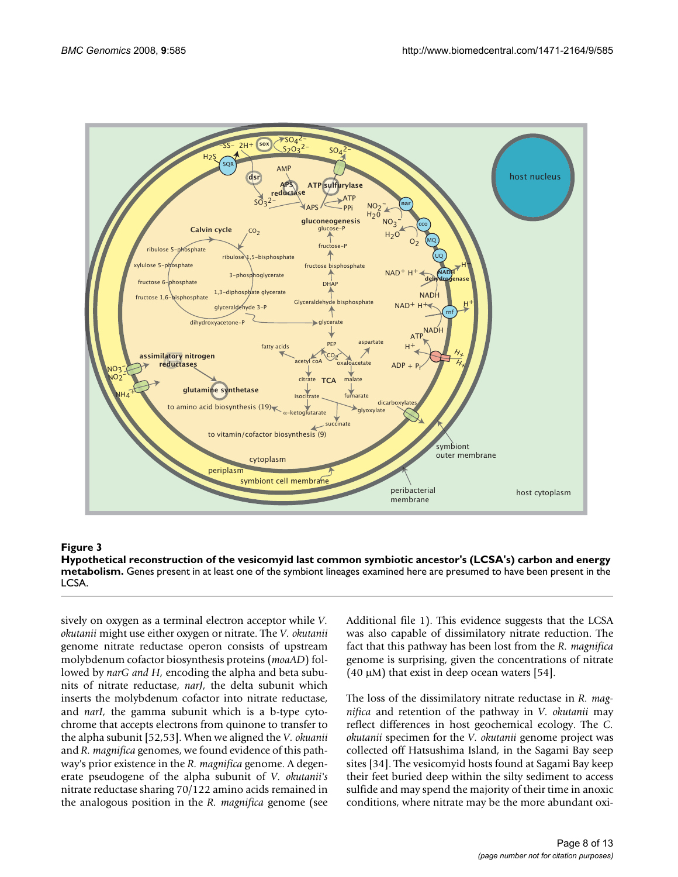**Figure 3**

**Hypothetical reconstruction of the vesicomyid last common symbiotic ancestor's (LCSA's) carbon and energy metabolism.** Genes present in at least one of the symbiont lineages examined here are presumed to have been present in the LCSA.

sively on oxygen as a terminal electron acceptor while *V. okutanii* might use either oxygen or nitrate. The *V. okutanii* genome nitrate reductase operon consists of upstream molybdenum cofactor biosynthesis proteins (*moaAD*) followed by *narG and H*, encoding the alpha and beta subunits of nitrate reductase, *narJ*, the delta subunit which inserts the molybdenum cofactor into nitrate reductase, and *narI*, the gamma subunit which is a b-type cytochrome that accepts electrons from quinone to transfer to the alpha subunit [52,53]. When we aligned the *V. okuanii* and *R. magnifica* genomes, we found evidence of this pathway's prior existence in the *R. magnifica* genome. A degenerate pseudogene of the alpha subunit of *V. okutanii's* nitrate reductase sharing 70/122 amino acids remained in the analogous position in the *R. magnifica* genome (see Additional file 1). This evidence suggests that the LCSA was also capable of dissimilatory nitrate reduction. The fact that this pathway has been lost from the *R. magnifica* genome is surprising, given the concentrations of nitrate (40 μM) that exist in deep ocean waters [54].

The loss of the dissimilatory nitrate reductase in *R. magnifica* and retention of the pathway in *V. okutanii* may reflect differences in host geochemical ecology. The *C. okutanii* specimen for the *V. okutanii* genome project was collected off Hatsushima Island, in the Sagami Bay seep sites [34]. The vesicomyid hosts found at Sagami Bay keep their feet buried deep within the silty sediment to access sulfide and may spend the majority of their time in anoxic conditions, where nitrate may be the more abundant oxi-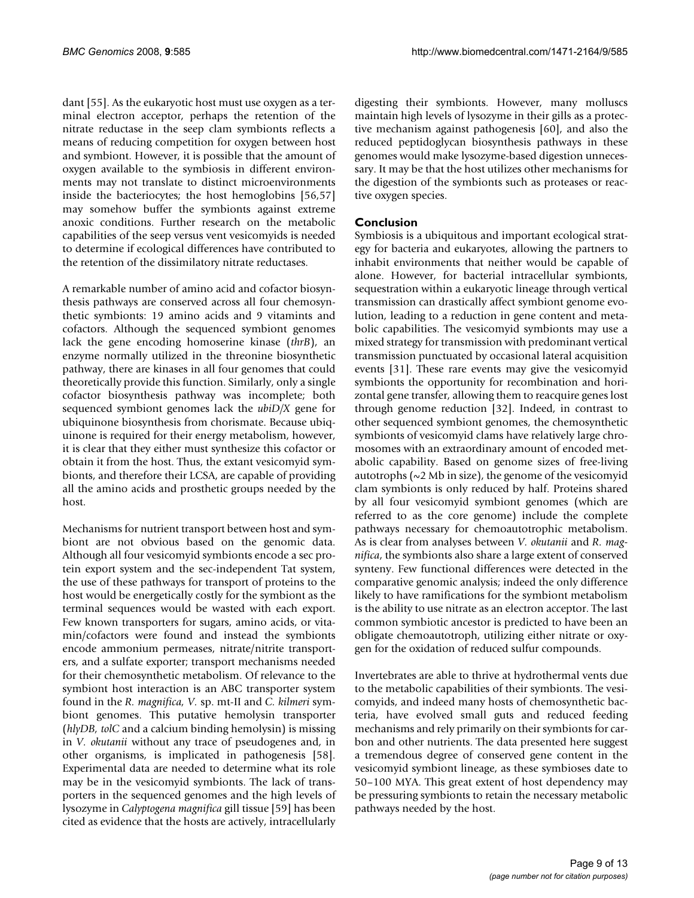dant [55]. As the eukaryotic host must use oxygen as a terminal electron acceptor, perhaps the retention of the nitrate reductase in the seep clam symbionts reflects a means of reducing competition for oxygen between host and symbiont. However, it is possible that the amount of oxygen available to the symbiosis in different environments may not translate to distinct microenvironments inside the bacteriocytes; the host hemoglobins [56,57] may somehow buffer the symbionts against extreme anoxic conditions. Further research on the metabolic capabilities of the seep versus vent vesicomyids is needed to determine if ecological differences have contributed to the retention of the dissimilatory nitrate reductases.

A remarkable number of amino acid and cofactor biosynthesis pathways are conserved across all four chemosynthetic symbionts: 19 amino acids and 9 vitamints and cofactors. Although the sequenced symbiont genomes lack the gene encoding homoserine kinase (*thrB*), an enzyme normally utilized in the threonine biosynthetic pathway, there are kinases in all four genomes that could theoretically provide this function. Similarly, only a single cofactor biosynthesis pathway was incomplete; both sequenced symbiont genomes lack the *ubiD/X* gene for ubiquinone biosynthesis from chorismate. Because ubiquinone is required for their energy metabolism, however, it is clear that they either must synthesize this cofactor or obtain it from the host. Thus, the extant vesicomyid symbionts, and therefore their LCSA, are capable of providing all the amino acids and prosthetic groups needed by the host.

Mechanisms for nutrient transport between host and symbiont are not obvious based on the genomic data. Although all four vesicomyid symbionts encode a sec protein export system and the sec-independent Tat system, the use of these pathways for transport of proteins to the host would be energetically costly for the symbiont as the terminal sequences would be wasted with each export. Few known transporters for sugars, amino acids, or vitamin/cofactors were found and instead the symbionts encode ammonium permeases, nitrate/nitrite transporters, and a sulfate exporter; transport mechanisms needed for their chemosynthetic metabolism. Of relevance to the symbiont host interaction is an ABC transporter system found in the *R. magnifica, V.* sp. mt-II and *C. kilmeri* symbiont genomes. This putative hemolysin transporter (*hlyDB, tolC* and a calcium binding hemolysin) is missing in *V. okutanii* without any trace of pseudogenes and, in other organisms, is implicated in pathogenesis [58]. Experimental data are needed to determine what its role may be in the vesicomyid symbionts. The lack of transporters in the sequenced genomes and the high levels of lysozyme in *Calyptogena magnifica* gill tissue [59] has been cited as evidence that the hosts are actively, intracellularly digesting their symbionts. However, many molluscs maintain high levels of lysozyme in their gills as a protective mechanism against pathogenesis [60], and also the reduced peptidoglycan biosynthesis pathways in these genomes would make lysozyme-based digestion unnecessary. It may be that the host utilizes other mechanisms for the digestion of the symbionts such as proteases or reactive oxygen species.

## Conclusion

Symbiosis is a ubiquitous and important ecological strategy for bacteria and eukaryotes, allowing the partners to inhabit environments that neither would be capable of alone. However, for bacterial intracellular symbionts, sequestration within a eukaryotic lineage through vertical transmission can drastically affect symbiont genome evolution, leading to a reduction in gene content and metabolic capabilities. The vesicomyid symbionts may use a mixed strategy for transmission with predominant vertical transmission punctuated by occasional lateral acquisition events [31]. These rare events may give the vesicomyid symbionts the opportunity for recombination and horizontal gene transfer, allowing them to reacquire genes lost through genome reduction [32]. Indeed, in contrast to other sequenced symbiont genomes, the chemosynthetic symbionts of vesicomyid clams have relatively large chromosomes with an extraordinary amount of encoded metabolic capability. Based on genome sizes of free-living autotrophs (~2 Mb in size), the genome of the vesicomyid clam symbionts is only reduced by half. Proteins shared by all four vesicomyid symbiont genomes (which are referred to as the core genome) include the complete pathways necessary for chemoautotrophic metabolism. As is clear from analyses between *V. okutanii* and *R. magnifica*, the symbionts also share a large extent of conserved synteny. Few functional differences were detected in the comparative genomic analysis; indeed the only difference likely to have ramifications for the symbiont metabolism is the ability to use nitrate as an electron acceptor. The last common symbiotic ancestor is predicted to have been an obligate chemoautotroph, utilizing either nitrate or oxygen for the oxidation of reduced sulfur compounds.

Invertebrates are able to thrive at hydrothermal vents due to the metabolic capabilities of their symbionts. The vesicomyids, and indeed many hosts of chemosynthetic bacteria, have evolved small guts and reduced feeding mechanisms and rely primarily on their symbionts for carbon and other nutrients. The data presented here suggest a tremendous degree of conserved gene content in the vesicomyid symbiont lineage, as these symbioses date to 50–100 MYA. This great extent of host dependency may be pressuring symbionts to retain the necessary metabolic pathways needed by the host.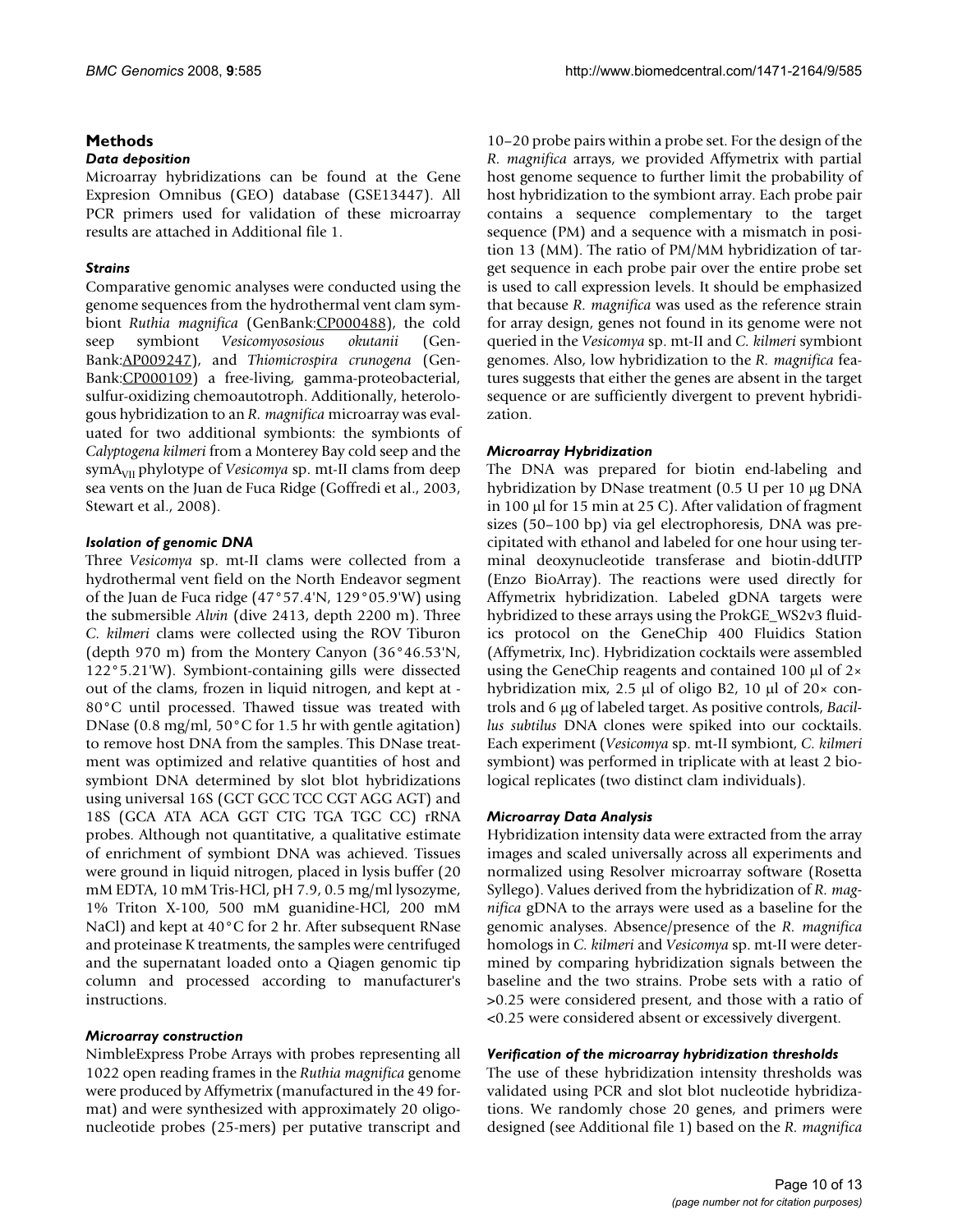## Methods

### *Data deposition*

Microarray hybridizations can be found at the Gene Expresion Omnibus (GEO) database (GSE13447). All PCR primers used for validation of these microarray results are attached in Additional file 1.

### *Strains*

Comparative genomic analyses were conducted using the genome sequences from the hydrothermal vent clam symbiont *Ruthia magnifica* (GenBank:CP000488), the cold seep symbiont *Vesicomyososious okutanii* (GenBank:AP009247), and *Thiomicrospira crunogena* (GenBank:CP000109) a free-living, gamma-proteobacterial, sulfur-oxidizing chemoautotroph. Additionally, heterologous hybridization to an *R. magnifica* microarray was evaluated for two additional symbionts: the symbionts of *Calyptogena kilmeri* from a Monterey Bay cold seep and the $\mathrm{symA_{VII}}$ phylotype of *Vesicomya* sp. mt-II clams from deep sea vents on the Juan de Fuca Ridge (Goffredi et al., 2003, Stewart et al., 2008).

### *Isolation of genomic DNA*

Three *Vesicomya* sp. mt-II clams were collected from a hydrothermal vent field on the North Endeavor segment of the Juan de Fuca ridge (47°57.4'N, 129°05.9'W) using the submersible *Alvin* (dive 2413, depth 2200 m). Three *C. kilmeri* clams were collected using the ROV Tiburon (depth 970 m) from the Montery Canyon (36°46.53'N, 122°5.21'W). Symbiont-containing gills were dissected out of the clams, frozen in liquid nitrogen, and kept at -80°C until processed. Thawed tissue was treated with DNase (0.8 mg/ml, 50°C for 1.5 hr with gentle agitation) to remove host DNA from the samples. This DNase treatment was optimized and relative quantities of host and symbiont DNA determined by slot blot hybridizations using universal 16S (GCT GCC TCC CGT AGG AGT) and 18S (GCA ATA ACA GGT CTG TGA TGC CC) rRNA probes. Although not quantitative, a qualitative estimate of enrichment of symbiont DNA was achieved. Tissues were ground in liquid nitrogen, placed in lysis buffer (20 mM EDTA, 10 mM Tris-HCl, pH 7.9, 0.5 mg/ml lysozyme, 1% Triton X-100, 500 mM guanidine-HCl, 200 mM NaCl) and kept at 40°C for 2 hr. After subsequent RNase and proteinase K treatments, the samples were centrifuged and the supernatant loaded onto a Qiagen genomic tip column and processed according to manufacturer's instructions.

### *Microarray construction*

NimbleExpress Probe Arrays with probes representing all 1022 open reading frames in the *Ruthia magnifica* genome were produced by Affymetrix (manufactured in the 49 format) and were synthesized with approximately 20 oligonucleotide probes (25-mers) per putative transcript and 10–20 probe pairs within a probe set. For the design of the *R. magnifica* arrays, we provided Affymetrix with partial host genome sequence to further limit the probability of host hybridization to the symbiont array. Each probe pair contains a sequence complementary to the target sequence (PM) and a sequence with a mismatch in position 13 (MM). The ratio of PM/MM hybridization of target sequence in each probe pair over the entire probe set is used to call expression levels. It should be emphasized that because *R. magnifica* was used as the reference strain for array design, genes not found in its genome were not queried in the *Vesicomya* sp. mt-II and *C. kilmeri* symbiont genomes. Also, low hybridization to the *R. magnifica* features suggests that either the genes are absent in the target sequence or are sufficiently divergent to prevent hybridization.

### *Microarray Hybridization*

The DNA was prepared for biotin end-labeling and hybridization by DNase treatment (0.5 U per 10 μg DNA in 100 μl for 15 min at 25 C). After validation of fragment sizes (50–100 bp) via gel electrophoresis, DNA was precipitated with ethanol and labeled for one hour using terminal deoxynucleotide transferase and biotin-ddUTP (Enzo BioArray). The reactions were used directly for Affymetrix hybridization. Labeled gDNA targets were hybridized to these arrays using the ProkGE_WS2v3 fluidics protocol on the GeneChip 400 Fluidics Station (Affymetrix, Inc). Hybridization cocktails were assembled using the GeneChip reagents and contained 100 μl of 2× hybridization mix, 2.5 μl of oligo B2, 10 μl of 20× controls and 6 μg of labeled target. As positive controls, *Bacillus subtilus* DNA clones were spiked into our cocktails. Each experiment (*Vesicomya* sp. mt-II symbiont, *C. kilmeri* symbiont) was performed in triplicate with at least 2 biological replicates (two distinct clam individuals).

### *Microarray Data Analysis*

Hybridization intensity data were extracted from the array images and scaled universally across all experiments and normalized using Resolver microarray software (Rosetta Syllego). Values derived from the hybridization of *R. magnifica* gDNA to the arrays were used as a baseline for the genomic analyses. Absence/presence of the *R. magnifica* homologs in *C. kilmeri* and *Vesicomya* sp. mt-II were determined by comparing hybridization signals between the baseline and the two strains. Probe sets with a ratio of >0.25 were considered present, and those with a ratio of <0.25 were considered absent or excessively divergent.

### *Verification of the microarray hybridization thresholds*

The use of these hybridization intensity thresholds was validated using PCR and slot blot nucleotide hybridizations. We randomly chose 20 genes, and primers were designed (see Additional file 1) based on the *R. magnifica*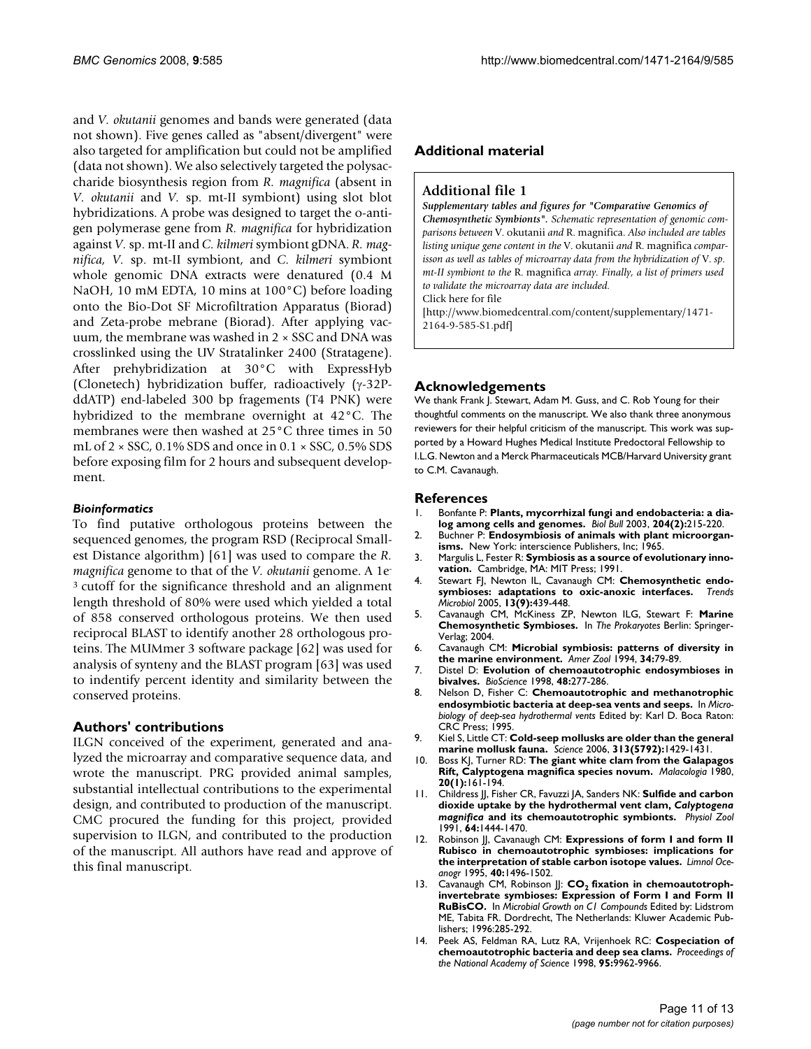and *V. okutanii* genomes and bands were generated (data not shown). Five genes called as "absent/divergent" were also targeted for amplification but could not be amplified (data not shown). We also selectively targeted the polysaccharide biosynthesis region from *R. magnifica* (absent in *V. okutanii* and *V.* sp. mt-II symbiont) using slot blot hybridizations. A probe was designed to target the o-antigen polymerase gene from *R. magnifica* for hybridization against *V.* sp. mt-II and *C. kilmeri* symbiont gDNA. *R. magnifica*, *V.* sp. mt-II symbiont, and *C. kilmeri* symbiont whole genomic DNA extracts were denatured (0.4 M NaOH, 10 mM EDTA, 10 mins at 100°C) before loading onto the Bio-Dot SF Microfiltration Apparatus (Biorad) and Zeta-probe mebrane (Biorad). After applying vacuum, the membrane was washed in 2 × SSC and DNA was crosslinked using the UV Stratalinker 2400 (Stratagene). After prehybridization at 30°C with ExpressHyb (Clonetech) hybridization buffer, radioactively (γ-32P-ddATP) end-labeled 300 bp fragements (T4 PNK) were hybridized to the membrane overnight at 42°C. The membranes were then washed at 25°C three times in 50 mL of 2 × SSC, 0.1% SDS and once in 0.1 × SSC, 0.5% SDS before exposing film for 2 hours and subsequent development.

### *Bioinformatics*

To find putative orthologous proteins between the sequenced genomes, the program RSD (Reciprocal Smallest Distance algorithm) [61] was used to compare the *R. magnifica* genome to that of the *V. okutanii* genome. A 1e[-3] cutoff for the significance threshold and an alignment length threshold of 80% were used which yielded a total of 858 conserved orthologous proteins. We then used reciprocal BLAST to identify another 28 orthologous proteins. The MUMmer 3 software package [62] was used for analysis of synteny and the BLAST program [63] was used to indentify percent identity and similarity between the conserved proteins.

## Authors' contributions

ILGN conceived of the experiment, generated and analyzed the microarray and comparative sequence data, and wrote the manuscript. PRG provided animal samples, substantial intellectual contributions to the experimental design, and contributed to production of the manuscript. CMC procured the funding for this project, provided supervision to ILGN, and contributed to the production of the manuscript. All authors have read and approve of this final manuscript.

## Additional material

**Additional file 1**

***Supplementary tables and figures for "Comparative Genomics of Chemosynthetic Symbionts".*** *Schematic representation of genomic comparisons between* V. okutanii *and* R. magnifica. *Also included are tables listing unique gene content in the* V. okutanii *and* R. magnifica *comparisson as well as tables of microarray data from the hybridization of* V. *sp. mt-II symbiont to the* R. magnifica *array. Finally, a list of primers used to validate the microarray data are included.*

Click here for file

[http://www.biomedcentral.com/content/supplementary/1471-2164-9-585-S1.pdf]

## Acknowledgements

We thank Frank J. Stewart, Adam M. Guss, and C. Rob Young for their thoughtful comments on the manuscript. We also thank three anonymous reviewers for their helpful criticism of the manuscript. This work was supported by a Howard Hughes Medical Institute Predoctoral Fellowship to I.L.G. Newton and a Merck Pharmaceuticals MCB/Harvard University grant to C.M. Cavanaugh.

## References

1. Bonfante P: **Plants, mycorrhizal fungi and endobacteria: a dialog among cells and genomes.** *Biol Bull* 2003, **204(2):**215-220.
2. Buchner P: **Endosymbiosis of animals with plant microorganisms.** New York: interscience Publishers, Inc; 1965.
3. Margulis L, Fester R: **Symbiosis as a source of evolutionary innovation.** Cambridge, MA: MIT Press; 1991.
4. Stewart FJ, Newton IL, Cavanaugh CM: **Chemosynthetic endosymbioses: adaptations to oxic-anoxic interfaces.** *Trends Microbiol* 2005, **13(9):**439-448.
5. Cavanaugh CM, McKiness ZP, Newton ILG, Stewart F: **Marine Chemosynthetic Symbioses.** In *The Prokaryotes* Berlin: Springer-Verlag; 2004.
6. Cavanaugh CM: **Microbial symbiosis: patterns of diversity in the marine environment.** *Amer Zool* 1994, **34:**79-89.
7. Distel D: **Evolution of chemoautotrophic endosymbioses in bivalves.** *BioScience* 1998, **48:**277-286.
8. Nelson D, Fisher C: **Chemoautotrophic and methanotrophic endosymbiotic bacteria at deep-sea vents and seeps.** In *Microbiology of deep-sea hydrothermal vents* Edited by: Karl D. Boca Raton: CRC Press; 1995.
9. Kiel S, Little CT: **Cold-seep mollusks are older than the general marine mollusk fauna.** *Science* 2006, **313(5792):**1429-1431.
10. Boss KJ, Turner RD: **The giant white clam from the Galapagos Rift, Calyptogena magnifica species novum.** *Malacologia* 1980, **20(1):**161-194.
11. Childress JJ, Fisher CR, Favuzzi JA, Sanders NK: **Sulfide and carbon dioxide uptake by the hydrothermal vent clam, *Calyptogena magnifica* and its chemoautotrophic symbionts.** *Physiol Zool* 1991, **64:**1444-1470.
12. Robinson JJ, Cavanaugh CM: **Expressions of form I and form II Rubisco in chemoautotrophic symbioses: implications for the interpretation of stable carbon isotope values.** *Limnol Oceanogr* 1995, **40:**1496-1502.
13. Cavanaugh CM, Robinson JJ: **$CO_2$ fixation in chemoautotroph-invertebrate symbioses: Expression of Form I and Form II RuBisCO.** In *Microbial Growth on C1 Compounds* Edited by: Lidstrom ME, Tabita FR. Dordrecht, The Netherlands: Kluwer Academic Publishers; 1996:285-292.
14. Peek AS, Feldman RA, Lutz RA, Vrijenhoek RC: **Cospeciation of chemoautotrophic bacteria and deep sea clams.** *Proceedings of the National Academy of Science* 1998, **95:**9962-9966.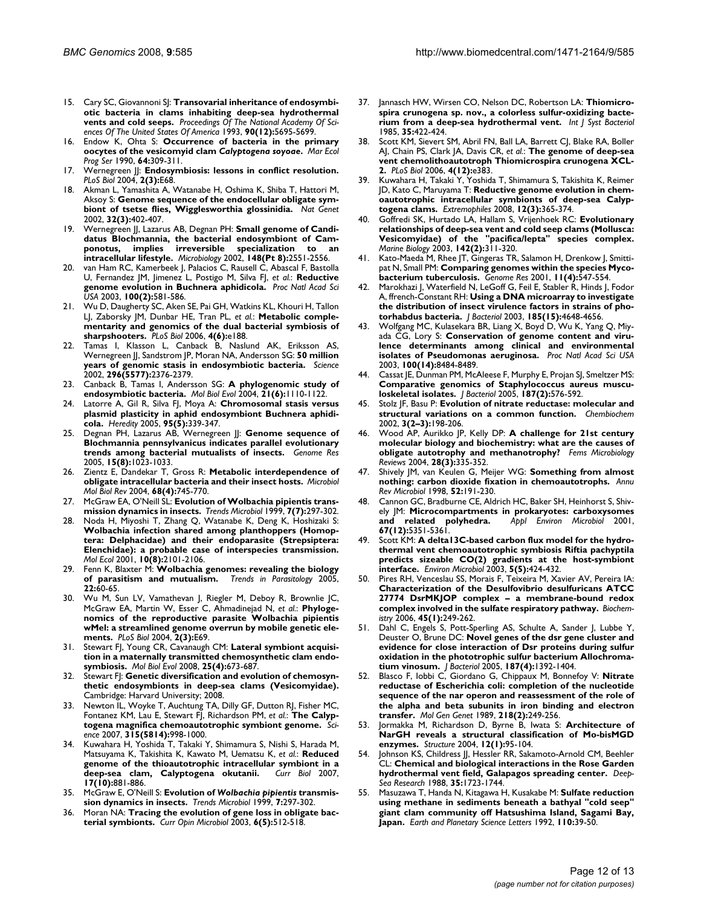15. Cary SC, Giovannoni SJ: **Transovarial inheritance of endosymbiotic bacteria in clams inhabiting deep-sea hydrothermal vents and cold seeps.** *Proceedings Of The National Academy Of Sciences Of The United States Of America* 1993, **90(12):**5695-5699.
16. Endow K, Ohta S: **Occurrence of bacteria in the primary oocytes of the vesicomyid clam *Calyptogena soyoae*.** *Mar Ecol Prog Ser* 1990, **64:**309-311.
17. Wernegreen JJ: **Endosymbiosis: lessons in conflict resolution.** *PLoS Biol* 2004, **2(3):**E68.
18. Akman L, Yamashita A, Watanabe H, Oshima K, Shiba T, Hattori M, Aksoy S: **Genome sequence of the endocellular obligate symbiont of tsetse flies, Wigglesworthia glossinidia.** *Nat Genet* 2002, **32(3):**402-407.
19. Wernegreen JJ, Lazarus AB, Degnan PH: **Small genome of Candidatus Blochmannia, the bacterial endosymbiont of Camponotus, implies irreversible specialization to an intracellular lifestyle.** *Microbiology* 2002, **148(Pt 8):**2551-2556.
20. van Ham RC, Kamerbeek J, Palacios C, Rausell C, Abascal F, Bastolla U, Fernandez JM, Jimenez L, Postigo M, Silva FJ, *et al.*: **Reductive genome evolution in Buchnera aphidicola.** *Proc Natl Acad Sci USA* 2003, **100(2):**581-586.
21. Wu D, Daugherty SC, Aken SE, Pai GH, Watkins KL, Khouri H, Tallon LJ, Zaborsky JM, Dunbar HE, Tran PL, *et al.*: **Metabolic complementarity and genomics of the dual bacterial symbiosis of sharpshooters.** *PLoS Biol* 2006, **4(6):**e188.
22. Tamas I, Klasson L, Canback B, Naslund AK, Eriksson AS, Wernegreen JJ, Sandstrom JP, Moran NA, Andersson SG: **50 million years of genomic stasis in endosymbiotic bacteria.** *Science* 2002, **296(5577):**2376-2379.
23. Canback B, Tamas I, Andersson SG: **A phylogenomic study of endosymbiotic bacteria.** *Mol Biol Evol* 2004, **21(6):**1110-1122.
24. Latorre A, Gil R, Silva FJ, Moya A: **Chromosomal stasis versus plasmid plasticity in aphid endosymbiont Buchnera aphidicola.** *Heredity* 2005, **95(5):**339-347.
25. Degnan PH, Lazarus AB, Wernegreen JJ: **Genome sequence of Blochmannia pennsylvanicus indicates parallel evolutionary trends among bacterial mutualists of insects.** *Genome Res* 2005, **15(8):**1023-1033.
26. Zientz E, Dandekar T, Gross R: **Metabolic interdependence of obligate intracellular bacteria and their insect hosts.** *Microbiol Mol Biol Rev* 2004, **68(4):**745-770.
27. McGraw EA, O'Neill SL: **Evolution of Wolbachia pipientis transmission dynamics in insects.** *Trends Microbiol* 1999, **7(7):**297-302.
28. Noda H, Miyoshi T, Zhang Q, Watanabe K, Deng K, Hoshizaki S: **Wolbachia infection shared among planthoppers (Homoptera: Delphacidae) and their endoparasite (Strepsiptera: Elenchidae): a probable case of interspecies transmission.** *Mol Ecol* 2001, **10(8):**2101-2106.
29. Fenn K, Blaxter M: **Wolbachia genomes: revealing the biology of parasitism and mutualism.** *Trends in Parasitology* 2005, **22:**60-65.
30. Wu M, Sun LV, Vamathevan J, Riegler M, Deboy R, Brownlie JC, McGraw EA, Martin W, Esser C, Ahmadinejad N, *et al.*: **Phylogenomics of the reproductive parasite Wolbachia pipientis wMel: a streamlined genome overrun by mobile genetic elements.** *PLoS Biol* 2004, **2(3):**E69.
31. Stewart FJ, Young CR, Cavanaugh CM: **Lateral symbiont acquisition in a maternally transmitted chemosynthetic clam endosymbiosis.** *Mol Biol Evol* 2008, **25(4):**673-687.
32. Stewart FJ: **Genetic diversification and evolution of chemosynthetic endosymbionts in deep-sea clams (Vesicomyidae).** Cambridge: Harvard University; 2008.
33. Newton ILG, Woyke T, Auchtung TA, Dilly GF, Dutton RJ, Fisher MC, Fontanez KM, Lau E, Stewart FJ, Richardson PM, *et al.*: **The Calyptogena magnifica chemoautotrophic symbiont genome.** *Science* 2007, **315(5814):**998-1000.
34. Kuwahara H, Yoshida T, Takaki Y, Shimamura S, Nishi S, Harada M, Matsuyama K, Takishita K, Kawato M, Uematsu K, *et al.*: **Reduced genome of the thioautotrophic intracellular symbiont in a deep-sea clam, Calyptogena okutanii.** *Curr Biol* 2007, **17(10):**881-886.
35. McGraw E, O'Neill S: **Evolution of *Wolbachia pipientis* transmission dynamics in insects.** *Trends Microbiol* 1999, **7:**297-302.
36. Moran NA: **Tracing the evolution of gene loss in obligate bacterial symbionts.** *Curr Opin Microbiol* 2003, **6(5):**512-518.
37. Jannasch HW, Wirsen CO, Nelson DC, Robertson LA: **Thiomicrospira crunogena sp. nov., a colorless sulfur-oxidizing bacterium from a deep-sea hydrothermal vent.** *Int J Syst Bacteriol* 1985, **35:**422-424.
38. Scott KM, Sievert SM, Abril FN, Ball LA, Barrett CJ, Blake RA, Boller AJ, Chain PS, Clark JA, Davis CR, *et al.*: **The genome of deep-sea vent chemolithoautotroph Thiomicrospira crunogena XCL-2.** *PLoS Biol* 2006, **4(12):**e383.
39. Kuwahara H, Takaki Y, Yoshida T, Shimamura S, Takishita K, Reimer JD, Kato C, Maruyama T: **Reductive genome evolution in chemoautotrophic intracellular symbionts of deep-sea Calyptogena clams.** *Extremophiles* 2008, **12(3):**365-374.
40. Goffredi SK, Hurtado LA, Hallam S, Vrijenhoek RC: **Evolutionary relationships of deep-sea vent and cold seep clams (Mollusca: Vesicomyidae) of the "pacifica/lepta" species complex.** *Marine Biology* 2003, **142(2):**311-320.
41. Kato-Maeda M, Rhee JT, Gingeras TR, Salamon H, Drenkow J, Smittipat N, Small PM: **Comparing genomes within the species Mycobacterium tuberculosis.** *Genome Res* 2001, **11(4):**547-554.
42. Marokhazi J, Waterfield N, LeGoff G, Feil E, Stabler R, Hinds J, Fodor A, ffrench-Constant RH: **Using a DNA microarray to investigate the distribution of insect virulence factors in strains of photorhabdus bacteria.** *J Bacteriol* 2003, **185(15):**4648-4656.
43. Wolfgang MC, Kulasekara BR, Liang X, Boyd D, Wu K, Yang Q, Miyada CG, Lory S: **Conservation of genome content and virulence determinants among clinical and environmental isolates of Pseudomonas aeruginosa.** *Proc Natl Acad Sci USA* 2003, **100(14):**8484-8489.
44. Cassat JE, Dunman PM, McAleese F, Murphy E, Projan SJ, Smeltzer MS: **Comparative genomics of Staphylococcus aureus musculoskeletal isolates.** *J Bacteriol* 2005, **187(2):**576-592.
45. Stolz JF, Basu P: **Evolution of nitrate reductase: molecular and structural variations on a common function.** *Chembiochem* 2002, **3(2–3):**198-206.
46. Wood AP, Aurikko JP, Kelly DP: **A challenge for 21st century molecular biology and biochemistry: what are the causes of obligate autotrophy and methanotrophy?** *Fems Microbiology Reviews* 2004, **28(3):**335-352.
47. Shively JM, van Keulen G, Meijer WG: **Something from almost nothing: carbon dioxide fixation in chemoautotrophs.** *Annu Rev Microbiol* 1998, **52:**191-230.
48. Cannon GC, Bradburne CE, Aldrich HC, Baker SH, Heinhorst S, Shively JM: **Microcompartments in prokaryotes: carboxysomes and related polyhedra.** *Appl Environ Microbiol* 2001, **67(12):**5351-5361.
49. Scott KM: **A delta13C-based carbon flux model for the hydrothermal vent chemoautotrophic symbiosis Riftia pachyptila predicts sizeable CO(2) gradients at the host-symbiont interface.** *Environ Microbiol* 2003, **5(5):**424-432.
50. Pires RH, Venceslau SS, Morais F, Teixeira M, Xavier AV, Pereira IA: **Characterization of the Desulfovibrio desulfuricans ATCC 27774 DsrMKJOP complex – a membrane-bound redox complex involved in the sulfate respiratory pathway.** *Biochemistry* 2006, **45(1):**249-262.
51. Dahl C, Engels S, Pott-Sperling AS, Schulte A, Sander J, Lubbe Y, Deuster O, Brune DC: **Novel genes of the dsr gene cluster and evidence for close interaction of Dsr proteins during sulfur oxidation in the phototrophic sulfur bacterium Allochromatium vinosum.** *J Bacteriol* 2005, **187(4):**1392-1404.
52. Blasco F, Iobbi C, Giordano G, Chippaux M, Bonnefoy V: **Nitrate reductase of Escherichia coli: completion of the nucleotide sequence of the nar operon and reassessment of the role of the alpha and beta subunits in iron binding and electron transfer.** *Mol Gen Genet* 1989, **218(2):**249-256.
53. Jormakka M, Richardson D, Byrne B, Iwata S: **Architecture of NarGH reveals a structural classification of Mo-bisMGD enzymes.** *Structure* 2004, **12(1):**95-104.
54. Johnson KS, Childress JJ, Hessler RR, Sakamoto-Arnold CM, Beehler CL: **Chemical and biological interactions in the Rose Garden hydrothermal vent field, Galapagos spreading center.** *Deep-Sea Research* 1988, **35:**1723-1744.
55. Masuzawa T, Handa N, Kitagawa H, Kusakabe M: **Sulfate reduction using methane in sediments beneath a bathyal "cold seep" giant clam community off Hatsushima Island, Sagami Bay, Japan.** *Earth and Planetary Science Letters* 1992, **110:**39-50.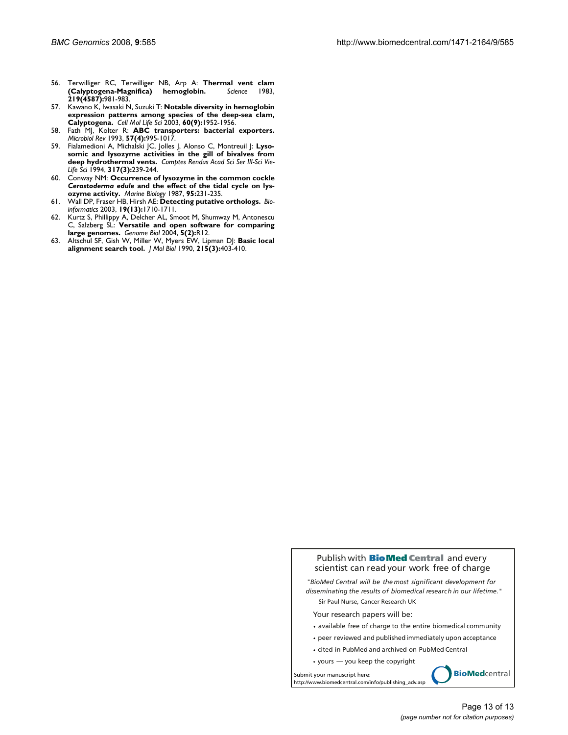56. Terwilliger RC, Terwilliger NB, Arp A: **Thermal vent clam (Calyptogena-Magnifica) hemoglobin.** *Science* 1983, **219(4587):**981-983.
57. Kawano K, Iwasaki N, Suzuki T: **Notable diversity in hemoglobin expression patterns among species of the deep-sea clam, Calyptogena.** *Cell Mol Life Sci* 2003, **60(9):**1952-1956.
58. Fath MJ, Kolter R: **ABC transporters: bacterial exporters.** *Microbiol Rev* 1993, **57(4):**995-1017.
59. Fialamedioni A, Michalski JC, Jolles J, Alonso C, Montreuil J: **Lysosomic and lysozyme activities in the gill of bivalves from deep hydrothermal vents.** *Comptes Rendus Acad Sci Ser III-Sci Vie-Life Sci* 1994, **317(3):**239-244.
60. Conway NM: **Occurrence of lysozyme in the common cockle *Cerastoderma edule* and the effect of the tidal cycle on lysozyme activity.** *Marine Biology* 1987, **95:**231-235.
61. Wall DP, Fraser HB, Hirsh AE: **Detecting putative orthologs.** *Bioinformatics* 2003, **19(13):**1710-1711.
62. Kurtz S, Phillippy A, Delcher AL, Smoot M, Shumway M, Antonescu C, Salzberg SL: **Versatile and open software for comparing large genomes.** *Genome Biol* 2004, **5(2):**R12.
63. Altschul SF, Gish W, Miller W, Myers EW, Lipman DJ: **Basic local alignment search tool.** *J Mol Biol* 1990, **215(3):**403-410.

Publish with **BioMed Central** and every scientist can read your work free of charge

*"BioMed Central will be the most significant development for disseminating the results of biomedical research in our lifetime."*

Sir Paul Nurse, Cancer Research UK

Your research papers will be:

- available free of charge to the entire biomedical community
- peer reviewed and published immediately upon acceptance
- cited in PubMed and archived on PubMed Central
- yours — you keep the copyright

Submit your manuscript here:
http://www.biomedcentral.com/info/publishing_adv.asp

**BioMed**central